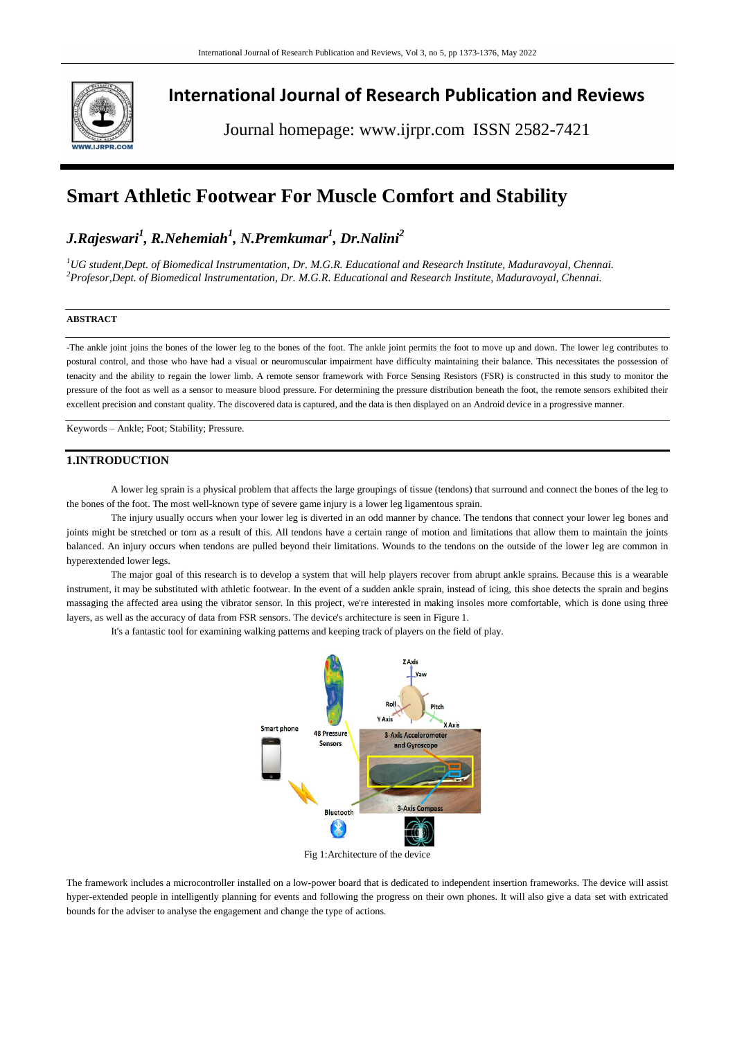# International Journal of Research Publication and Reviews

Journal homepage: www.ijrpr.com ISSN 2582-7421

# Smart Athletic Footwear For Muscle Comfort and Stability

## *J.Rajeswari[1], R.Nehemiah[1], N.Premkumar[1], Dr.Nalini[2]*

*[1]UG student,Dept. of Biomedical Instrumentation, Dr. M.G.R. Educational and Research Institute, Maduravoyal, Chennai.*
*[2]Profesor,Dept. of Biomedical Instrumentation, Dr. M.G.R. Educational and Research Institute, Maduravoyal, Chennai.*

**ABSTRACT**

-The ankle joint joins the bones of the lower leg to the bones of the foot. The ankle joint permits the foot to move up and down. The lower leg contributes to postural control, and those who have had a visual or neuromuscular impairment have difficulty maintaining their balance. This necessitates the possession of tenacity and the ability to regain the lower limb. A remote sensor framework with Force Sensing Resistors (FSR) is constructed in this study to monitor the pressure of the foot as well as a sensor to measure blood pressure. For determining the pressure distribution beneath the foot, the remote sensors exhibited their excellent precision and constant quality. The discovered data is captured, and the data is then displayed on an Android device in a progressive manner.

Keywords – Ankle; Foot; Stability; Pressure.

## 1.INTRODUCTION

A lower leg sprain is a physical problem that affects the large groupings of tissue (tendons) that surround and connect the bones of the leg to the bones of the foot. The most well-known type of severe game injury is a lower leg ligamentous sprain.

The injury usually occurs when your lower leg is diverted in an odd manner by chance. The tendons that connect your lower leg bones and joints might be stretched or torn as a result of this. All tendons have a certain range of motion and limitations that allow them to maintain the joints balanced. An injury occurs when tendons are pulled beyond their limitations. Wounds to the tendons on the outside of the lower leg are common in hyperextended lower legs.

The major goal of this research is to develop a system that will help players recover from abrupt ankle sprains. Because this is a wearable instrument, it may be substituted with athletic footwear. In the event of a sudden ankle sprain, instead of icing, this shoe detects the sprain and begins massaging the affected area using the vibrator sensor. In this project, we're interested in making insoles more comfortable, which is done using three layers, as well as the accuracy of data from FSR sensors. The device's architecture is seen in Figure 1.

It's a fantastic tool for examining walking patterns and keeping track of players on the field of play.

Fig 1:Architecture of the device

The framework includes a microcontroller installed on a low-power board that is dedicated to independent insertion frameworks. The device will assist hyper-extended people in intelligently planning for events and following the progress on their own phones. It will also give a data set with extricated bounds for the adviser to analyse the engagement and change the type of actions.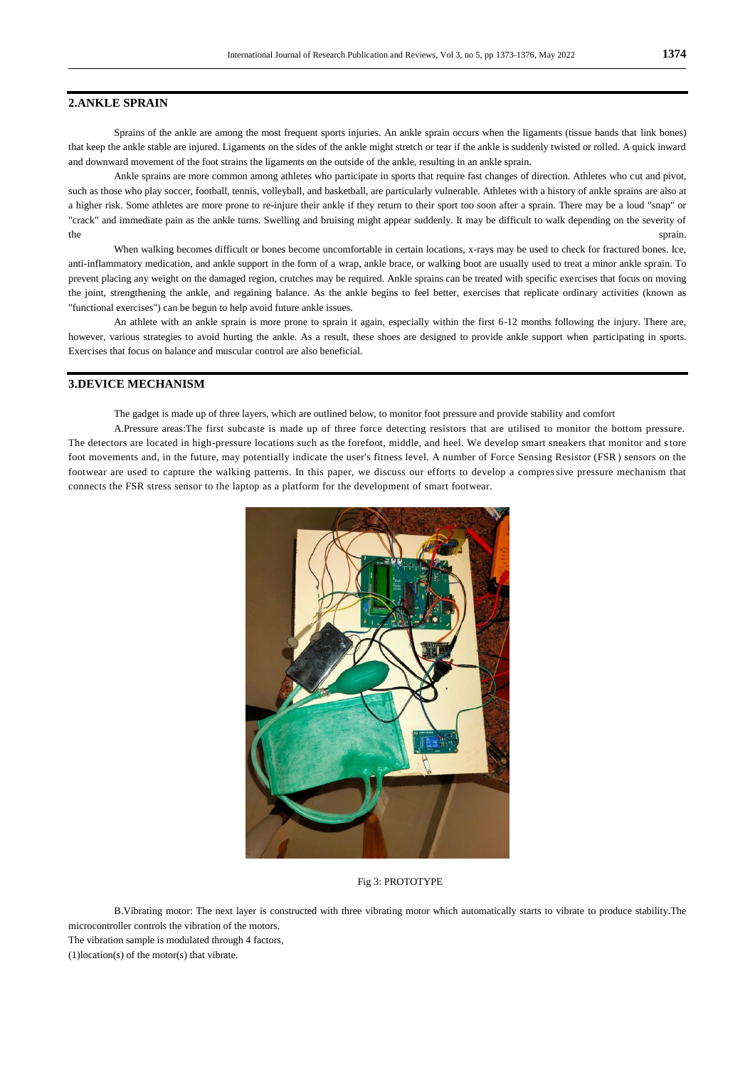## 2.ANKLE SPRAIN

Sprains of the ankle are among the most frequent sports injuries. An ankle sprain occurs when the ligaments (tissue bands that link bones) that keep the ankle stable are injured. Ligaments on the sides of the ankle might stretch or tear if the ankle is suddenly twisted or rolled. A quick inward and downward movement of the foot strains the ligaments on the outside of the ankle, resulting in an ankle sprain.

Ankle sprains are more common among athletes who participate in sports that require fast changes of direction. Athletes who cut and pivot, such as those who play soccer, football, tennis, volleyball, and basketball, are particularly vulnerable. Athletes with a history of ankle sprains are also at a higher risk. Some athletes are more prone to re-injure their ankle if they return to their sport too soon after a sprain. There may be a loud "snap" or "crack" and immediate pain as the ankle turns. Swelling and bruising might appear suddenly. It may be difficult to walk depending on the severity of the sprain.

When walking becomes difficult or bones become uncomfortable in certain locations, x-rays may be used to check for fractured bones. Ice, anti-inflammatory medication, and ankle support in the form of a wrap, ankle brace, or walking boot are usually used to treat a minor ankle sprain. To prevent placing any weight on the damaged region, crutches may be required. Ankle sprains can be treated with specific exercises that focus on moving the joint, strengthening the ankle, and regaining balance. As the ankle begins to feel better, exercises that replicate ordinary activities (known as "functional exercises") can be begun to help avoid future ankle issues.

An athlete with an ankle sprain is more prone to sprain it again, especially within the first 6-12 months following the injury. There are, however, various strategies to avoid hurting the ankle. As a result, these shoes are designed to provide ankle support when participating in sports. Exercises that focus on balance and muscular control are also beneficial.

## 3.DEVICE MECHANISM

The gadget is made up of three layers, which are outlined below, to monitor foot pressure and provide stability and comfort

A.Pressure areas:The first subcaste is made up of three force detecting resistors that are utilised to monitor the bottom pressure. The detectors are located in high-pressure locations such as the forefoot, middle, and heel. We develop smart sneakers that monitor and store foot movements and, in the future, may potentially indicate the user's fitness level. A number of Force Sensing Resistor (FSR) sensors on the footwear are used to capture the walking patterns. In this paper, we discuss our efforts to develop a compressive pressure mechanism that connects the FSR stress sensor to the laptop as a platform for the development of smart footwear.

Fig 3: PROTOTYPE

B.Vibrating motor: The next layer is constructed with three vibrating motor which automatically starts to vibrate to produce stability.The microcontroller controls the vibration of the motors.

The vibration sample is modulated through 4 factors,

(1)location(s) of the motor(s) that vibrate.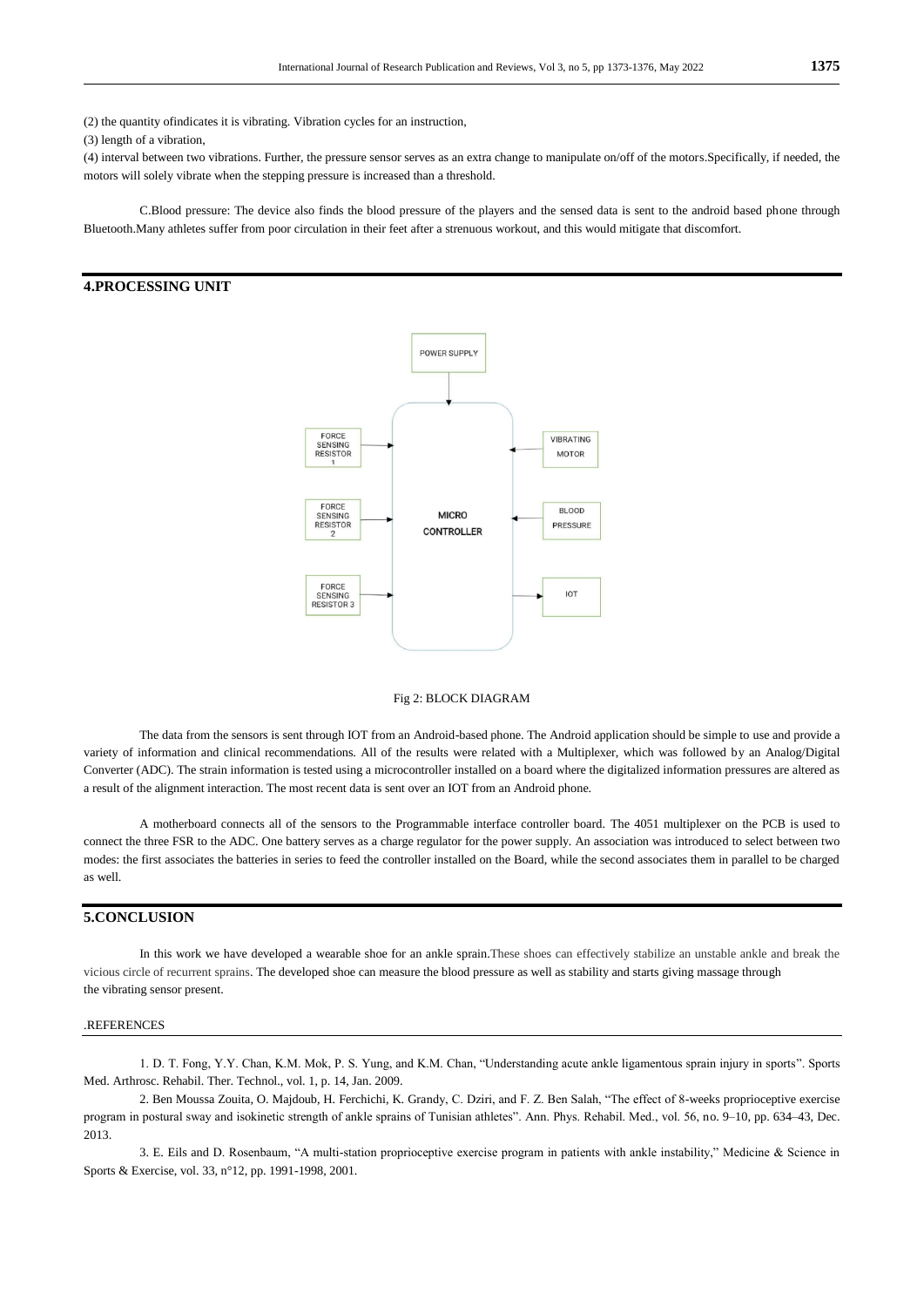(2) the quantity ofindicates it is vibrating. Vibration cycles for an instruction,

(3) length of a vibration,

(4) interval between two vibrations. Further, the pressure sensor serves as an extra change to manipulate on/off of the motors.Specifically, if needed, the motors will solely vibrate when the stepping pressure is increased than a threshold.

C.Blood pressure: The device also finds the blood pressure of the players and the sensed data is sent to the android based phone through Bluetooth.Many athletes suffer from poor circulation in their feet after a strenuous workout, and this would mitigate that discomfort.

## 4.PROCESSING UNIT

Fig 2: BLOCK DIAGRAM

The data from the sensors is sent through IOT from an Android-based phone. The Android application should be simple to use and provide a variety of information and clinical recommendations. All of the results were related with a Multiplexer, which was followed by an Analog/Digital Converter (ADC). The strain information is tested using a microcontroller installed on a board where the digitalized information pressures are altered as a result of the alignment interaction. The most recent data is sent over an IOT from an Android phone.

A motherboard connects all of the sensors to the Programmable interface controller board. The 4051 multiplexer on the PCB is used to connect the three FSR to the ADC. One battery serves as a charge regulator for the power supply. An association was introduced to select between two modes: the first associates the batteries in series to feed the controller installed on the Board, while the second associates them in parallel to be charged as well.

## 5.CONCLUSION

In this work we have developed a wearable shoe for an ankle sprain.These shoes can effectively stabilize an unstable ankle and break the vicious circle of recurrent sprains. The developed shoe can measure the blood pressure as well as stability and starts giving massage through the vibrating sensor present.

## .REFERENCES

1. D. T. Fong, Y.Y. Chan, K.M. Mok, P. S. Yung, and K.M. Chan, "Understanding acute ankle ligamentous sprain injury in sports". Sports Med. Arthrosc. Rehabil. Ther. Technol., vol. 1, p. 14, Jan. 2009.

2. Ben Moussa Zouita, O. Majdoub, H. Ferchichi, K. Grandy, C. Dziri, and F. Z. Ben Salah, "The effect of 8-weeks proprioceptive exercise program in postural sway and isokinetic strength of ankle sprains of Tunisian athletes". Ann. Phys. Rehabil. Med., vol. 56, no. 9–10, pp. 634–43, Dec. 2013.

3. E. Eils and D. Rosenbaum, "A multi-station proprioceptive exercise program in patients with ankle instability," Medicine & Science in Sports & Exercise, vol. 33, n°12, pp. 1991-1998, 2001.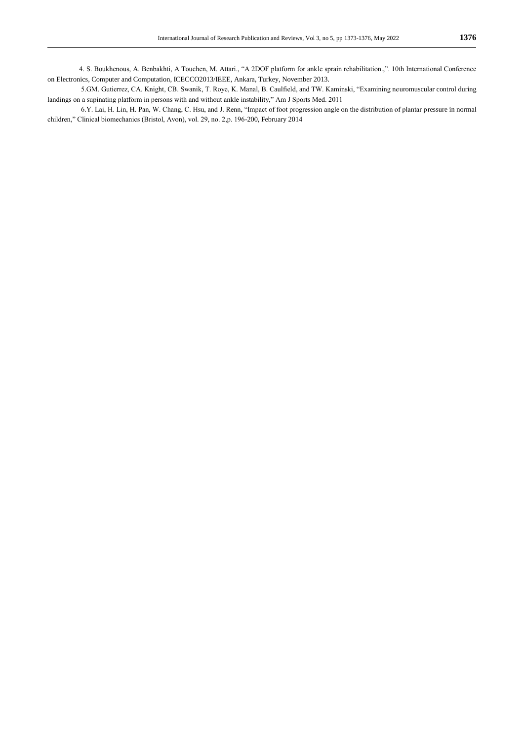4. S. Boukhenous, A. Benbakhti, A Touchen, M. Attari., "A 2DOF platform for ankle sprain rehabilitation.,". 10th International Conference on Electronics, Computer and Computation, ICECCO2013/IEEE, Ankara, Turkey, November 2013.

5.GM. Gutierrez, CA. Knight, CB. Swanik, T. Roye, K. Manal, B. Caulfield, and TW. Kaminski, "Examining neuromuscular control during landings on a supinating platform in persons with and without ankle instability," Am J Sports Med. 2011

6.Y. Lai, H. Lin, H. Pan, W. Chang, C. Hsu, and J. Renn, "Impact of foot progression angle on the distribution of plantar pressure in normal children," Clinical biomechanics (Bristol, Avon), vol. 29, no. 2,p. 196-200, February 2014